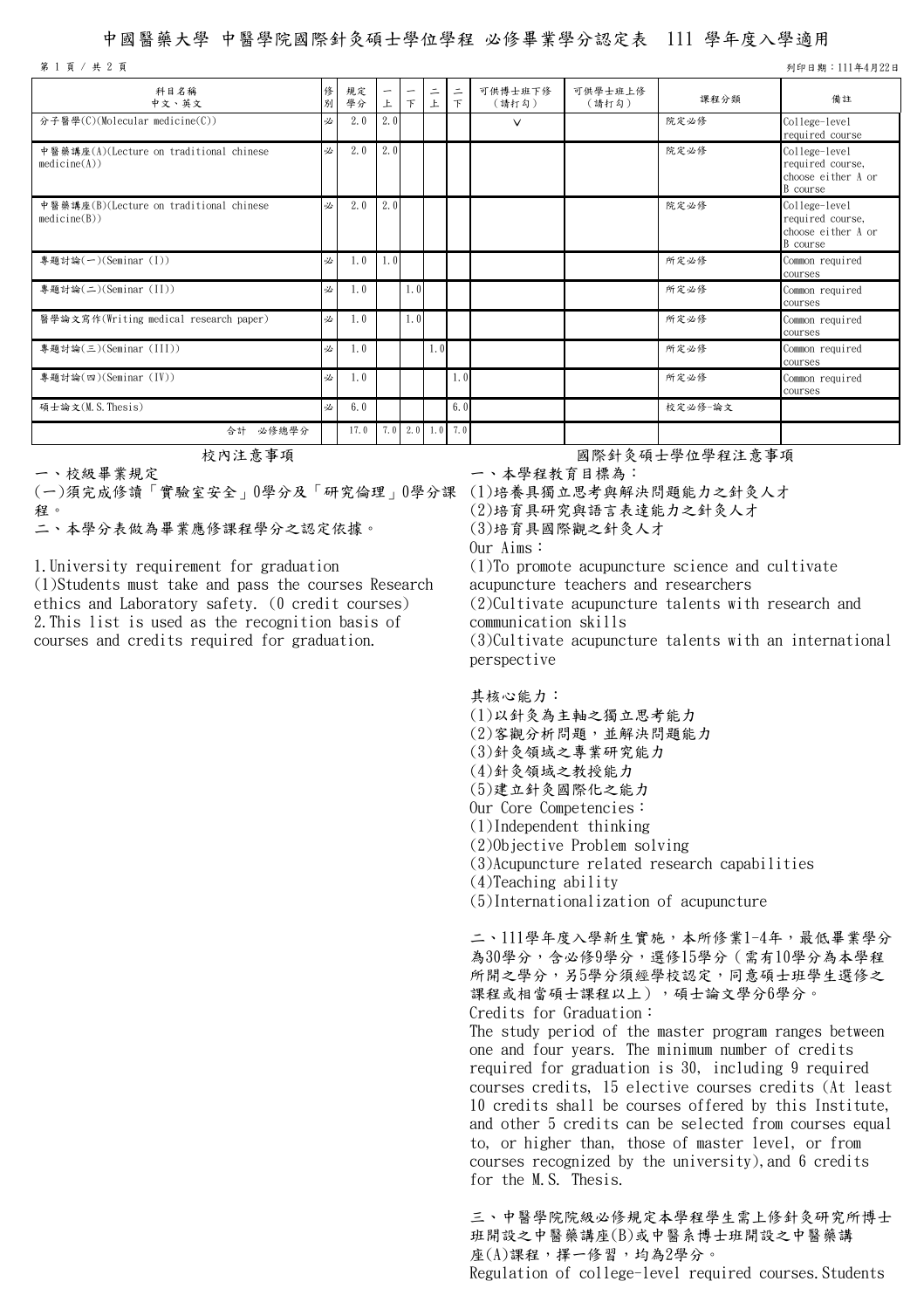# 中國醫藥大學 中醫學院國際針灸碩士學位學程 必修畢業學分認定表 111 學年度入學適用

列印日期：111年4月22日

| 科目名稱<br>中文、英文 | 修別 | 規定學分 | 一上 | 一下 | 二上 | 二下 | 可供博士班下修(請打勾) | 可供學士班上修(請打勾) | 課程分類 | 備註 |
|---|---|---|---|---|---|---|---|---|---|---|
| 分子醫學(C)(Molecular medicine(C)) | 必 | 2.0 | 2.0 | | | | V | | 院定必修 | College-level required course |
| 中醫藥講座(A)(Lecture on traditional chinese medicine(A)) | 必 | 2.0 | 2.0 | | | | | | 院定必修 | College-level required course, choose either A or B course |
| 中醫藥講座(B)(Lecture on traditional chinese medicine(B)) | 必 | 2.0 | 2.0 | | | | | | 院定必修 | College-level required course, choose either A or B course |
| 專題討論(一)(Seminar (I)) | 必 | 1.0 | 1.0 | | | | | | 所定必修 | Common required courses |
| 專題討論(二)(Seminar (II)) | 必 | 1.0 | | 1.0 | | | | | 所定必修 | Common required courses |
| 醫學論文寫作(Writing medical research paper) | 必 | 1.0 | | 1.0 | | | | | 所定必修 | Common required courses |
| 專題討論(三)(Seminar (III)) | 必 | 1.0 | | | 1.0 | | | | 所定必修 | Common required courses |
| 專題討論(四)(Seminar (IV)) | 必 | 1.0 | | | | 1.0 | | | 所定必修 | Common required courses |
| 碩士論文(M.S.Thesis) | 必 | 6.0 | | | | 6.0 | | | 校定必修-論文 | |
| 合計 必修總學分 | | 17.0 | 7.0 | 2.0 | 1.0 | 7.0 | | | | |

## 校內注意事項

一、校級畢業規定

(一)須完成修讀「實驗室安全」0學分及「研究倫理」0學分課程。

二、本學分表做為畢業應修課程學分之認定依據。

1.University requirement for graduation

(1)Students must take and pass the courses Research ethics and Laboratory safety. (0 credit courses)

2.This list is used as the recognition basis of courses and credits required for graduation.

## 國際針灸碩士學位學程注意事項

一、本學程教育目標為：

(1)培養具獨立思考與解決問題能力之針灸人才

(2)培育具研究與語言表達能力之針灸人才

(3)培育具國際觀之針灸人才

Our Aims：

(1)To promote acupuncture science and cultivate acupuncture teachers and researchers

(2)Cultivate acupuncture talents with research and communication skills

(3)Cultivate acupuncture talents with an international perspective

其核心能力：

(1)以針灸為主軸之獨立思考能力

(2)客觀分析問題，並解決問題能力

(3)針灸領域之專業研究能力

(4)針灸領域之教授能力

(5)建立針灸國際化之能力

Our Core Competencies：

(1)Independent thinking

(2)Objective Problem solving

(3)Acupuncture related research capabilities

(4)Teaching ability

(5)Internationalization of acupuncture

二、111學年度入學新生實施，本所修業1-4年，最低畢業學分為30學分，含必修9學分，選修15學分（需有10學分為本學程所開之學分，另5學分須經學校認定，同意碩士班學生選修之課程或相當碩士課程以上），碩士論文學分6學分。

Credits for Graduation：

The study period of the master program ranges between one and four years. The minimum number of credits required for graduation is 30, including 9 required courses credits, 15 elective courses credits (At least 10 credits shall be courses offered by this Institute, and other 5 credits can be selected from courses equal to, or higher than, those of master level, or from courses recognized by the university),and 6 credits for the M.S. Thesis.

三、中醫學院院級必修規定本學程學生需上修針灸研究所博士班開設之中醫藥講座(B)或中醫系博士班開設之中醫藥講座(A)課程，擇一修習，均為2學分。

Regulation of college-level required courses.Students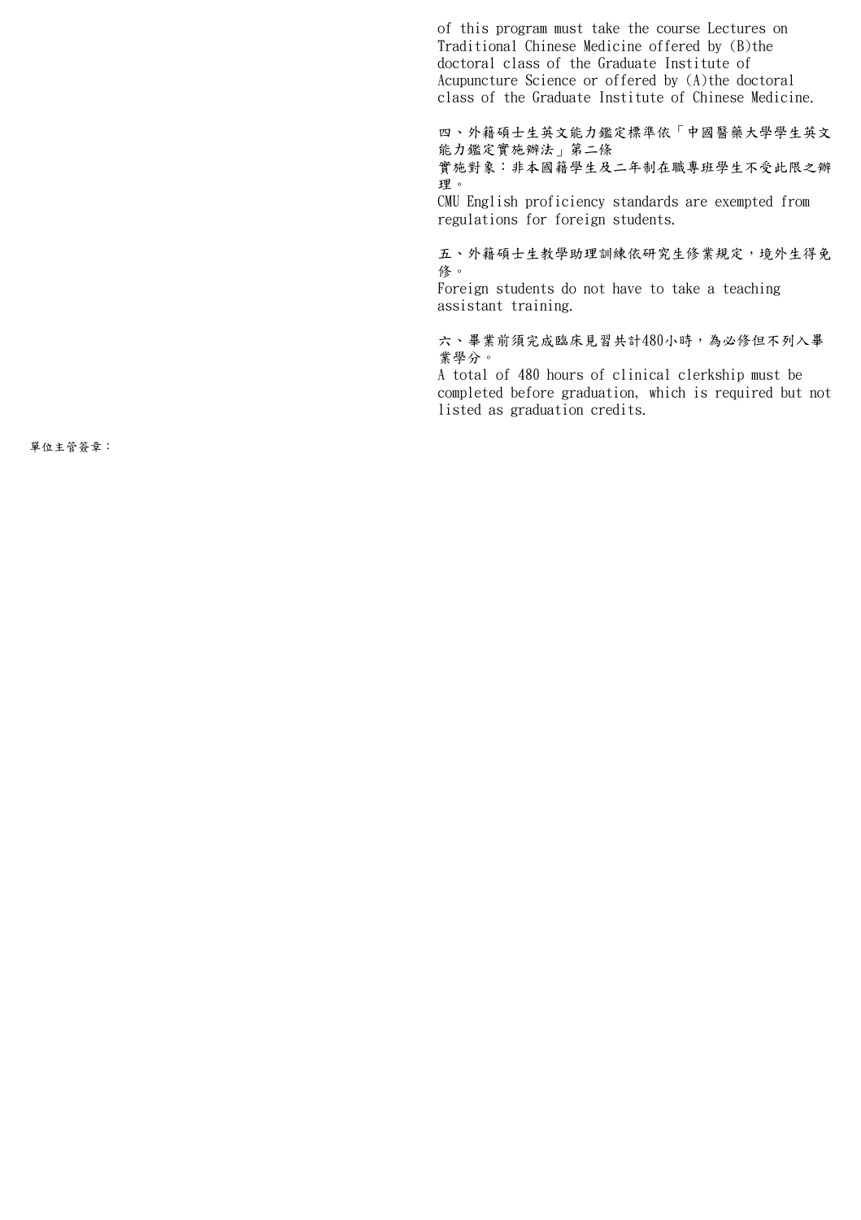of this program must take the course Lectures on Traditional Chinese Medicine offered by (B)the doctoral class of the Graduate Institute of Acupuncture Science or offered by (A)the doctoral class of the Graduate Institute of Chinese Medicine.

四、外籍碩士生英文能力鑑定標準依「中國醫藥大學學生英文能力鑑定實施辦法」第二條
實施對象：非本國籍學生及二年制在職專班學生不受此限之辦理。
CMU English proficiency standards are exempted from regulations for foreign students.

五、外籍碩士生教學助理訓練依研究生修業規定，境外生得免修。
Foreign students do not have to take a teaching assistant training.

六、畢業前須完成臨床見習共計480小時，為必修但不列入畢業學分。
A total of 480 hours of clinical clerkship must be completed before graduation, which is required but not listed as graduation credits.

單位主管簽章：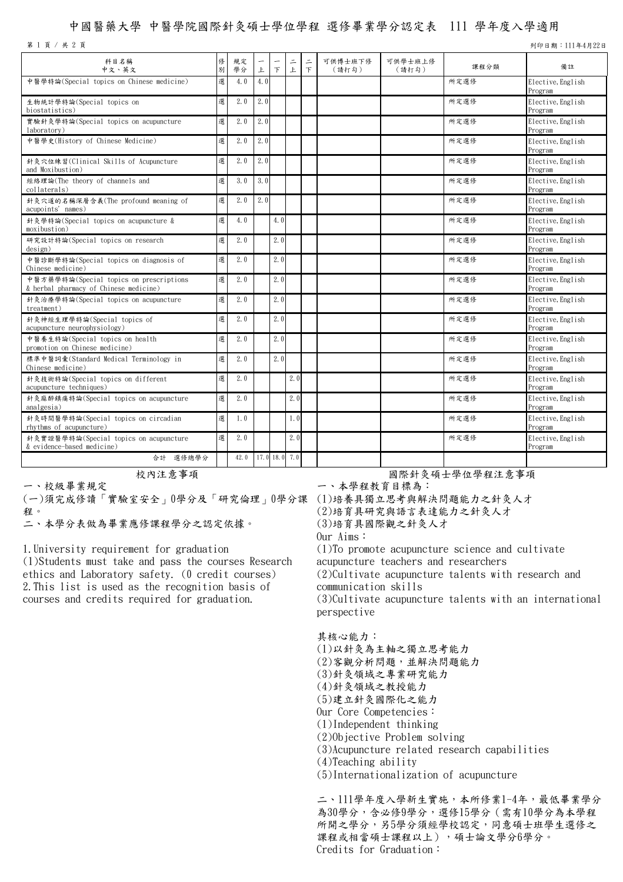# 中國醫藥大學 中醫學院國際針灸碩士學位學程 選修畢業學分認定表 111 學年度入學適用

列印日期：111年4月22日

| 科目名稱<br>中文、英文 | 修別 | 規定學分 | 一上 | 一下 | 二上 | 二下 | 可供博士班下修（請打勾） | 可供學士班上修（請打勾） | 課程分類 | 備註 |
|---|---|---|---|---|---|---|---|---|---|---|
| 中醫學特論(Special topics on Chinese medicine) | 選 | 4.0 | 4.0 | | | | | | 所定選修 | Elective,English Program |
| 生物統計學特論(Special topics on biostatistics) | 選 | 2.0 | 2.0 | | | | | | 所定選修 | Elective,English Program |
| 實驗針灸學特論(Special topics on acupuncture laboratory) | 選 | 2.0 | 2.0 | | | | | | 所定選修 | Elective,English Program |
| 中醫學史(History of Chinese Medicine) | 選 | 2.0 | 2.0 | | | | | | 所定選修 | Elective,English Program |
| 針灸穴位練習(Clinical Skills of Acupuncture and Moxibustion) | 選 | 2.0 | 2.0 | | | | | | 所定選修 | Elective,English Program |
| 經絡理論(The theory of channels and collaterals) | 選 | 3.0 | 3.0 | | | | | | 所定選修 | Elective,English Program |
| 針灸穴道的名稱深層含義(The profound meaning of acupoints' names) | 選 | 2.0 | 2.0 | | | | | | 所定選修 | Elective,English Program |
| 針灸學特論(Special topics on acupuncture & moxibustion) | 選 | 4.0 | | 4.0 | | | | | 所定選修 | Elective,English Program |
| 研究設計特論(Special topics on research design) | 選 | 2.0 | | 2.0 | | | | | 所定選修 | Elective,English Program |
| 中醫診斷學特論(Special topics on diagnosis of Chinese medicine) | 選 | 2.0 | | 2.0 | | | | | 所定選修 | Elective,English Program |
| 中醫方藥學特論(Special topics on prescriptions & herbal pharmacy of Chinese medicine) | 選 | 2.0 | | 2.0 | | | | | 所定選修 | Elective,English Program |
| 針灸治療學特論(Special topics on acupuncture treatment) | 選 | 2.0 | | 2.0 | | | | | 所定選修 | Elective,English Program |
| 針灸神經生理學特論(Special topics of acupuncture neurophysiology) | 選 | 2.0 | | 2.0 | | | | | 所定選修 | Elective,English Program |
| 中醫養生特論(Special topics on health promotion on Chinese medicine) | 選 | 2.0 | | 2.0 | | | | | 所定選修 | Elective,English Program |
| 標準中醫詞彙(Standard Medical Terminology in Chinese medicine) | 選 | 2.0 | | 2.0 | | | | | 所定選修 | Elective,English Program |
| 針灸技術特論(Special topics on different acupuncture techniques) | 選 | 2.0 | | | 2.0 | | | | 所定選修 | Elective,English Program |
| 針灸麻醉鎮痛特論(Special topics on acupuncture analgesia) | 選 | 2.0 | | | 2.0 | | | | 所定選修 | Elective,English Program |
| 針灸時間醫學特論(Special topics on circadian rhythms of acupuncture) | 選 | 1.0 | | | 1.0 | | | | 所定選修 | Elective,English Program |
| 針灸實證醫學特論(Special topics on acupuncture & evidence-based medicine) | 選 | 2.0 | | | 2.0 | | | | 所定選修 | Elective,English Program |
| 合計 選修總學分 | | 42.0 | 17.0 | 18.0 | 7.0 | | | | | |

## 校內注意事項

一、校級畢業規定

(一)須完成修讀「實驗室安全」0學分及「研究倫理」0學分課程。

二、本學分表做為畢業應修課程學分之認定依據。

1.University requirement for graduation

(1)Students must take and pass the courses Research ethics and Laboratory safety. (0 credit courses)

2.This list is used as the recognition basis of courses and credits required for graduation.

## 國際針灸碩士學位學程注意事項

一、本學程教育目標為：

(1)培養具獨立思考與解決問題能力之針灸人才

(2)培育具研究與語言表達能力之針灸人才

(3)培育具國際觀之針灸人才

Our Aims：

(1)To promote acupuncture science and cultivate acupuncture teachers and researchers

(2)Cultivate acupuncture talents with research and communication skills

(3)Cultivate acupuncture talents with an international perspective

其核心能力：

(1)以針灸為主軸之獨立思考能力

(2)客觀分析問題，並解決問題能力

(3)針灸領域之專業研究能力

(4)針灸領域之教授能力

(5)建立針灸國際化之能力

Our Core Competencies：

(1)Independent thinking

(2)Objective Problem solving

(3)Acupuncture related research capabilities

(4)Teaching ability

(5)Internationalization of acupuncture

二、111學年度入學新生實施，本所修業1-4年，最低畢業學分為30學分，含必修9學分，選修15學分（需有10學分為本學程所開之學分，另5學分須經學校認定，同意碩士班學生選修之課程或相當碩士課程以上），碩士論文學分6學分。

Credits for Graduation：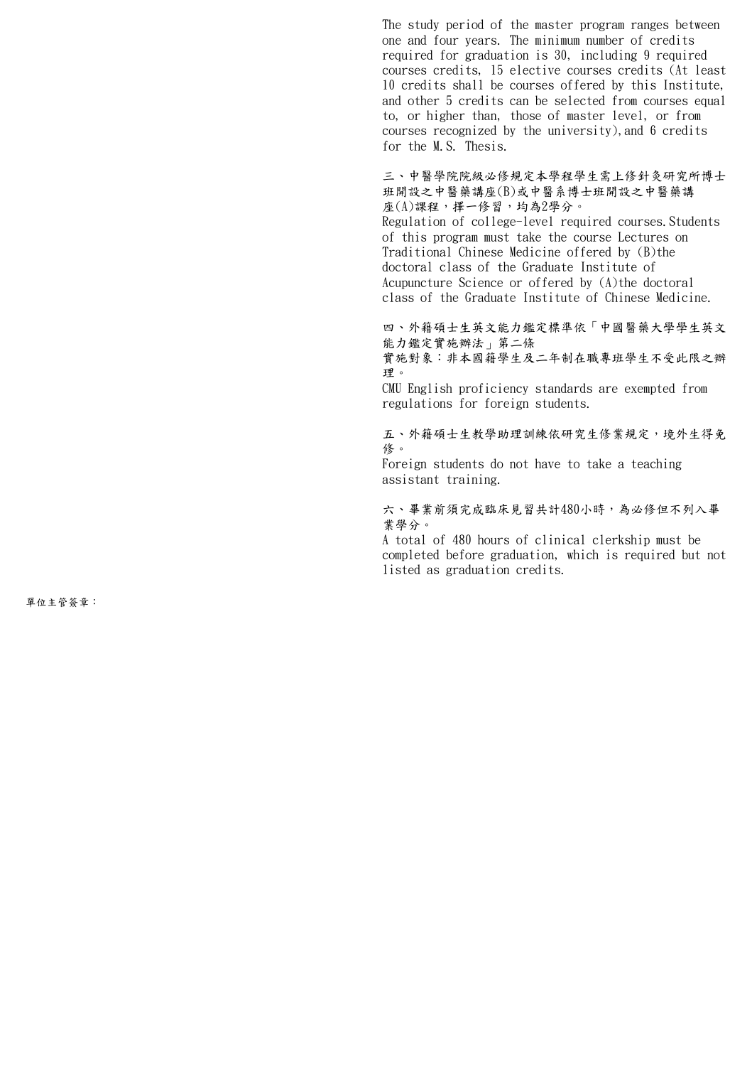The study period of the master program ranges between one and four years. The minimum number of credits required for graduation is 30, including 9 required courses credits, 15 elective courses credits (At least 10 credits shall be courses offered by this Institute, and other 5 credits can be selected from courses equal to, or higher than, those of master level, or from courses recognized by the university),and 6 credits for the M.S. Thesis.

三、中醫學院院級必修規定本學程學生需上修針灸研究所博士班開設之中醫藥講座(B)或中醫系博士班開設之中醫藥講座(A)課程，擇一修習，均為2學分。
Regulation of college-level required courses.Students of this program must take the course Lectures on Traditional Chinese Medicine offered by (B)the doctoral class of the Graduate Institute of Acupuncture Science or offered by (A)the doctoral class of the Graduate Institute of Chinese Medicine.

四、外籍碩士生英文能力鑑定標準依「中國醫藥大學學生英文能力鑑定實施辦法」第二條
實施對象：非本國籍學生及二年制在職專班學生不受此限之辦理。
CMU English proficiency standards are exempted from regulations for foreign students.

五、外籍碩士生教學助理訓練依研究生修業規定，境外生得免修。
Foreign students do not have to take a teaching assistant training.

六、畢業前須完成臨床見習共計480小時，為必修但不列入畢業學分。
A total of 480 hours of clinical clerkship must be completed before graduation, which is required but not listed as graduation credits.

單位主管簽章：